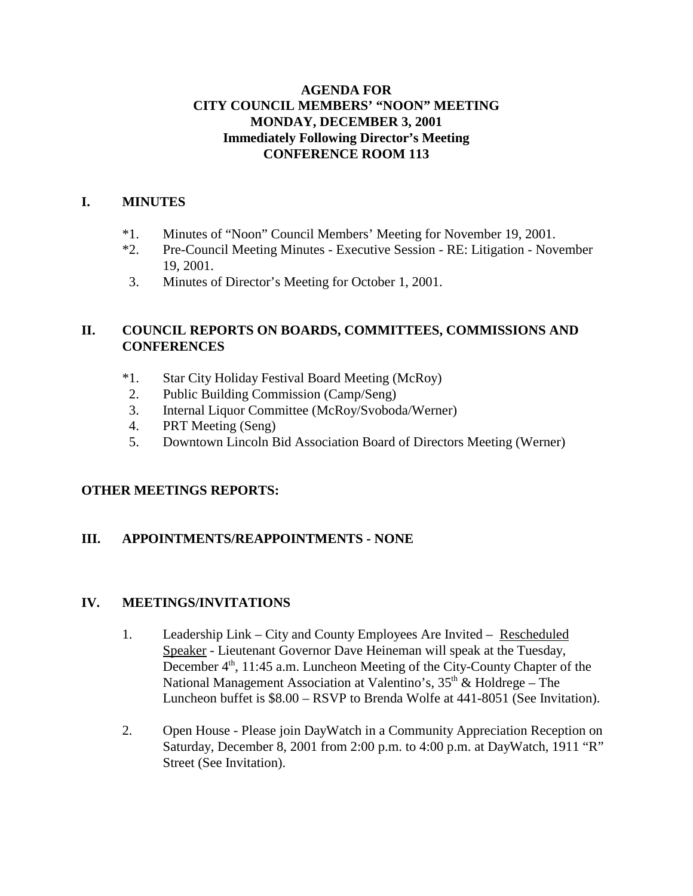**AGENDA FOR**
**CITY COUNCIL MEMBERS' "NOON" MEETING**
**MONDAY, DECEMBER 3, 2001**
**Immediately Following Director's Meeting**
**CONFERENCE ROOM 113**

## I. MINUTES

*1. Minutes of "Noon" Council Members' Meeting for November 19, 2001.

*2. Pre-Council Meeting Minutes - Executive Session - RE: Litigation - November 19, 2001.

3. Minutes of Director's Meeting for October 1, 2001.

## II. COUNCIL REPORTS ON BOARDS, COMMITTEES, COMMISSIONS AND CONFERENCES

*1. Star City Holiday Festival Board Meeting (McRoy)

2. Public Building Commission (Camp/Seng)

3. Internal Liquor Committee (McRoy/Svoboda/Werner)

4. PRT Meeting (Seng)

5. Downtown Lincoln Bid Association Board of Directors Meeting (Werner)

## OTHER MEETINGS REPORTS:

## III. APPOINTMENTS/REAPPOINTMENTS - NONE

## IV. MEETINGS/INVITATIONS

1. Leadership Link – City and County Employees Are Invited – Rescheduled Speaker - Lieutenant Governor Dave Heineman will speak at the Tuesday, December 4th, 11:45 a.m. Luncheon Meeting of the City-County Chapter of the National Management Association at Valentino's, 35th & Holdrege – The Luncheon buffet is $8.00 – RSVP to Brenda Wolfe at 441-8051 (See Invitation).

2. Open House - Please join DayWatch in a Community Appreciation Reception on Saturday, December 8, 2001 from 2:00 p.m. to 4:00 p.m. at DayWatch, 1911 "R" Street (See Invitation).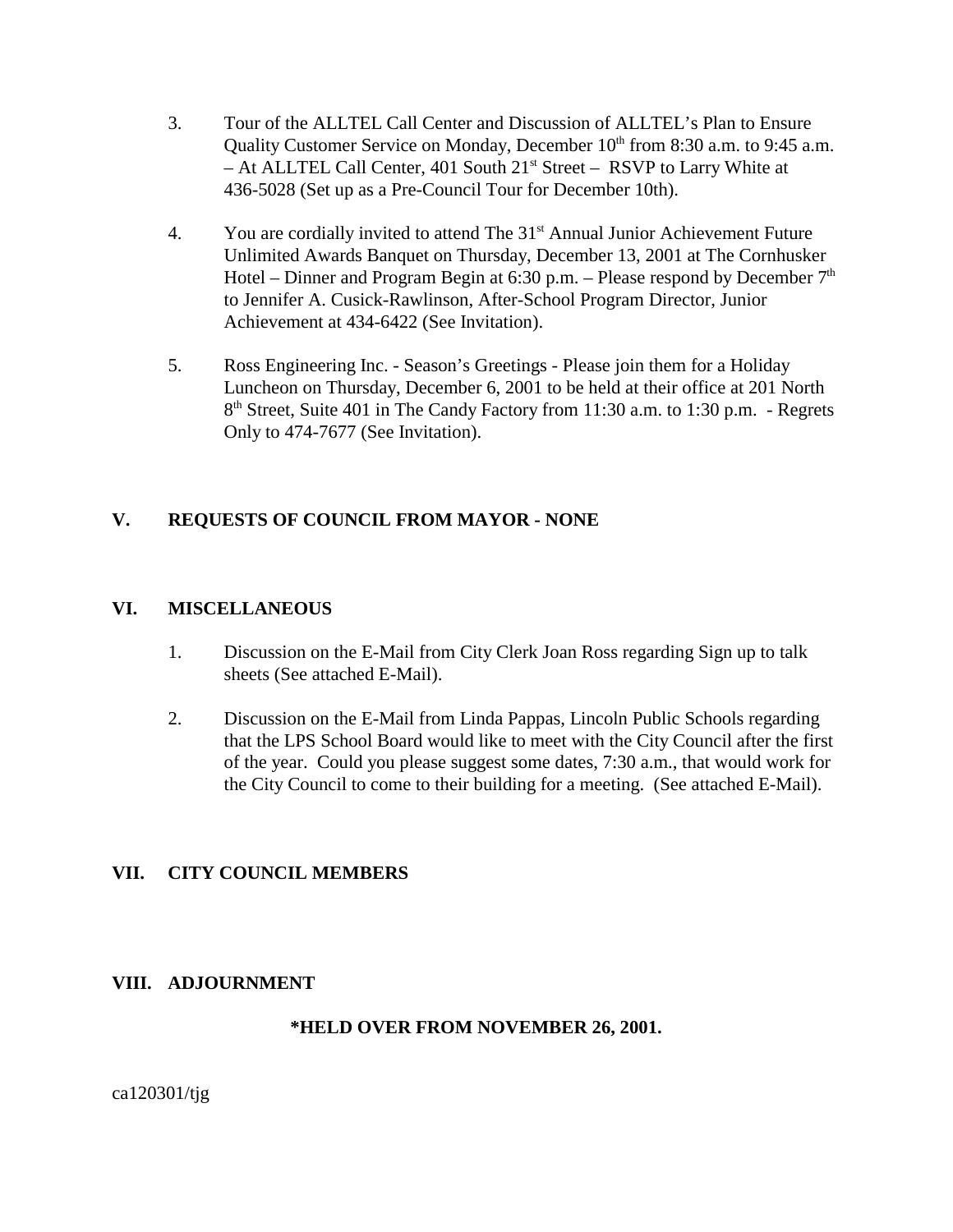3. Tour of the ALLTEL Call Center and Discussion of ALLTEL's Plan to Ensure Quality Customer Service on Monday, December 10th from 8:30 a.m. to 9:45 a.m. – At ALLTEL Call Center, 401 South 21st Street – RSVP to Larry White at 436-5028 (Set up as a Pre-Council Tour for December 10th).

4. You are cordially invited to attend The 31st Annual Junior Achievement Future Unlimited Awards Banquet on Thursday, December 13, 2001 at The Cornhusker Hotel – Dinner and Program Begin at 6:30 p.m. – Please respond by December 7th to Jennifer A. Cusick-Rawlinson, After-School Program Director, Junior Achievement at 434-6422 (See Invitation).

5. Ross Engineering Inc. - Season's Greetings - Please join them for a Holiday Luncheon on Thursday, December 6, 2001 to be held at their office at 201 North 8th Street, Suite 401 in The Candy Factory from 11:30 a.m. to 1:30 p.m. - Regrets Only to 474-7677 (See Invitation).

## V. REQUESTS OF COUNCIL FROM MAYOR - NONE

## VI. MISCELLANEOUS

1. Discussion on the E-Mail from City Clerk Joan Ross regarding Sign up to talk sheets (See attached E-Mail).

2. Discussion on the E-Mail from Linda Pappas, Lincoln Public Schools regarding that the LPS School Board would like to meet with the City Council after the first of the year. Could you please suggest some dates, 7:30 a.m., that would work for the City Council to come to their building for a meeting. (See attached E-Mail).

## VII. CITY COUNCIL MEMBERS

## VIII. ADJOURNMENT

**\*HELD OVER FROM NOVEMBER 26, 2001.**

ca120301/tjg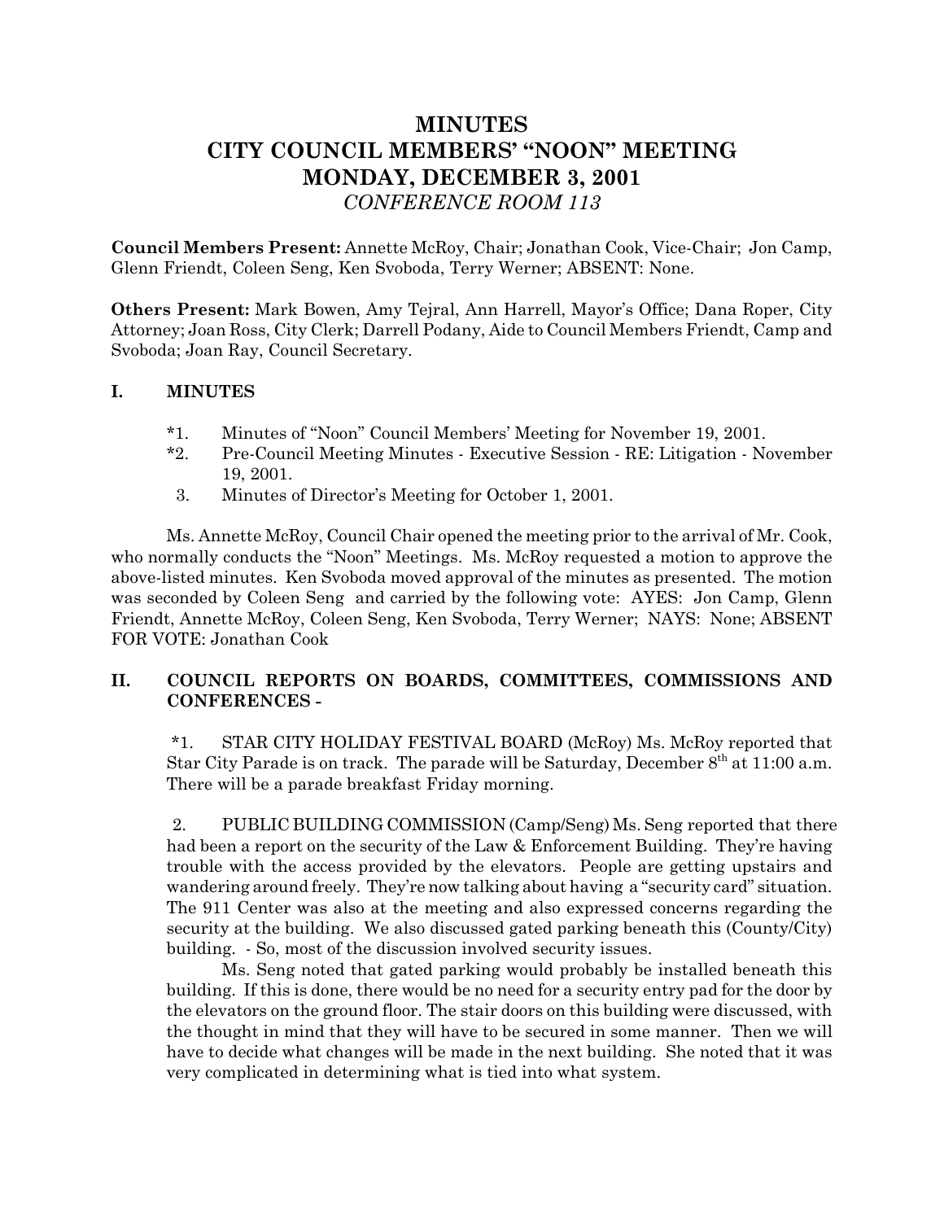# MINUTES
# CITY COUNCIL MEMBERS' "NOON" MEETING
# MONDAY, DECEMBER 3, 2001
*CONFERENCE ROOM 113*

**Council Members Present:** Annette McRoy, Chair; Jonathan Cook, Vice-Chair; Jon Camp, Glenn Friendt, Coleen Seng, Ken Svoboda, Terry Werner; ABSENT: None.

**Others Present:** Mark Bowen, Amy Tejral, Ann Harrell, Mayor's Office; Dana Roper, City Attorney; Joan Ross, City Clerk; Darrell Podany, Aide to Council Members Friendt, Camp and Svoboda; Joan Ray, Council Secretary.

## I. MINUTES

*1. Minutes of "Noon" Council Members' Meeting for November 19, 2001.
*2. Pre-Council Meeting Minutes - Executive Session - RE: Litigation - November 19, 2001.
3. Minutes of Director's Meeting for October 1, 2001.

Ms. Annette McRoy, Council Chair opened the meeting prior to the arrival of Mr. Cook, who normally conducts the "Noon" Meetings. Ms. McRoy requested a motion to approve the above-listed minutes. Ken Svoboda moved approval of the minutes as presented. The motion was seconded by Coleen Seng and carried by the following vote: AYES: Jon Camp, Glenn Friendt, Annette McRoy, Coleen Seng, Ken Svoboda, Terry Werner; NAYS: None; ABSENT FOR VOTE: Jonathan Cook

## II. COUNCIL REPORTS ON BOARDS, COMMITTEES, COMMISSIONS AND CONFERENCES -

*1. STAR CITY HOLIDAY FESTIVAL BOARD (McRoy) Ms. McRoy reported that Star City Parade is on track. The parade will be Saturday, December 8th at 11:00 a.m. There will be a parade breakfast Friday morning.

2. PUBLIC BUILDING COMMISSION (Camp/Seng) Ms. Seng reported that there had been a report on the security of the Law & Enforcement Building. They're having trouble with the access provided by the elevators. People are getting upstairs and wandering around freely. They're now talking about having a "security card" situation. The 911 Center was also at the meeting and also expressed concerns regarding the security at the building. We also discussed gated parking beneath this (County/City) building. - So, most of the discussion involved security issues.

Ms. Seng noted that gated parking would probably be installed beneath this building. If this is done, there would be no need for a security entry pad for the door by the elevators on the ground floor. The stair doors on this building were discussed, with the thought in mind that they will have to be secured in some manner. Then we will have to decide what changes will be made in the next building. She noted that it was very complicated in determining what is tied into what system.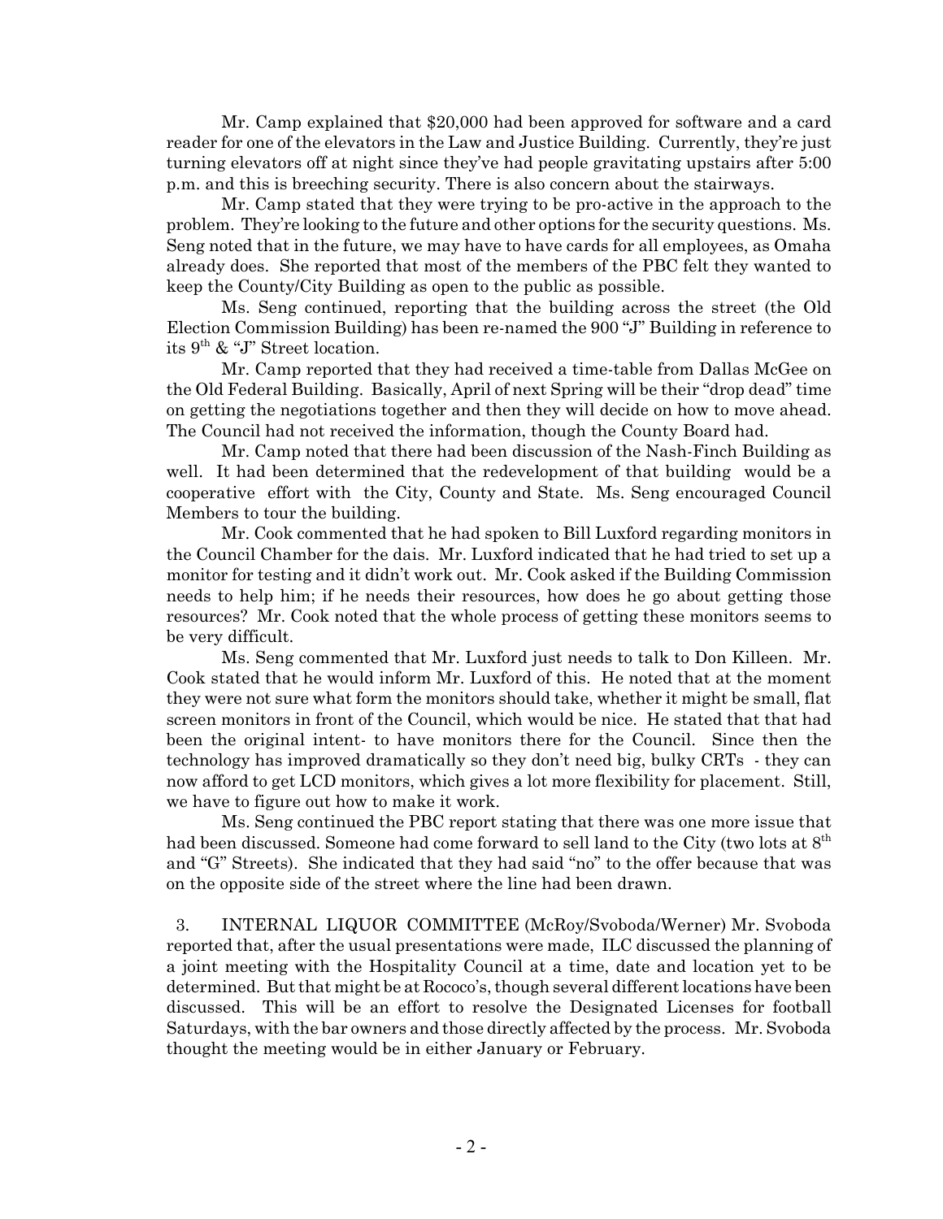Mr. Camp explained that $20,000 had been approved for software and a card reader for one of the elevators in the Law and Justice Building. Currently, they're just turning elevators off at night since they've had people gravitating upstairs after 5:00 p.m. and this is breeching security. There is also concern about the stairways.

Mr. Camp stated that they were trying to be pro-active in the approach to the problem. They're looking to the future and other options for the security questions. Ms. Seng noted that in the future, we may have to have cards for all employees, as Omaha already does. She reported that most of the members of the PBC felt they wanted to keep the County/City Building as open to the public as possible.

Ms. Seng continued, reporting that the building across the street (the Old Election Commission Building) has been re-named the 900 "J" Building in reference to its 9th & "J" Street location.

Mr. Camp reported that they had received a time-table from Dallas McGee on the Old Federal Building. Basically, April of next Spring will be their "drop dead" time on getting the negotiations together and then they will decide on how to move ahead. The Council had not received the information, though the County Board had.

Mr. Camp noted that there had been discussion of the Nash-Finch Building as well. It had been determined that the redevelopment of that building would be a cooperative effort with the City, County and State. Ms. Seng encouraged Council Members to tour the building.

Mr. Cook commented that he had spoken to Bill Luxford regarding monitors in the Council Chamber for the dais. Mr. Luxford indicated that he had tried to set up a monitor for testing and it didn't work out. Mr. Cook asked if the Building Commission needs to help him; if he needs their resources, how does he go about getting those resources? Mr. Cook noted that the whole process of getting these monitors seems to be very difficult.

Ms. Seng commented that Mr. Luxford just needs to talk to Don Killeen. Mr. Cook stated that he would inform Mr. Luxford of this. He noted that at the moment they were not sure what form the monitors should take, whether it might be small, flat screen monitors in front of the Council, which would be nice. He stated that that had been the original intent- to have monitors there for the Council. Since then the technology has improved dramatically so they don't need big, bulky CRTs - they can now afford to get LCD monitors, which gives a lot more flexibility for placement. Still, we have to figure out how to make it work.

Ms. Seng continued the PBC report stating that there was one more issue that had been discussed. Someone had come forward to sell land to the City (two lots at 8th and "G" Streets). She indicated that they had said "no" to the offer because that was on the opposite side of the street where the line had been drawn.

3. INTERNAL LIQUOR COMMITTEE (McRoy/Svoboda/Werner) Mr. Svoboda reported that, after the usual presentations were made, ILC discussed the planning of a joint meeting with the Hospitality Council at a time, date and location yet to be determined. But that might be at Rococo's, though several different locations have been discussed. This will be an effort to resolve the Designated Licenses for football Saturdays, with the bar owners and those directly affected by the process. Mr. Svoboda thought the meeting would be in either January or February.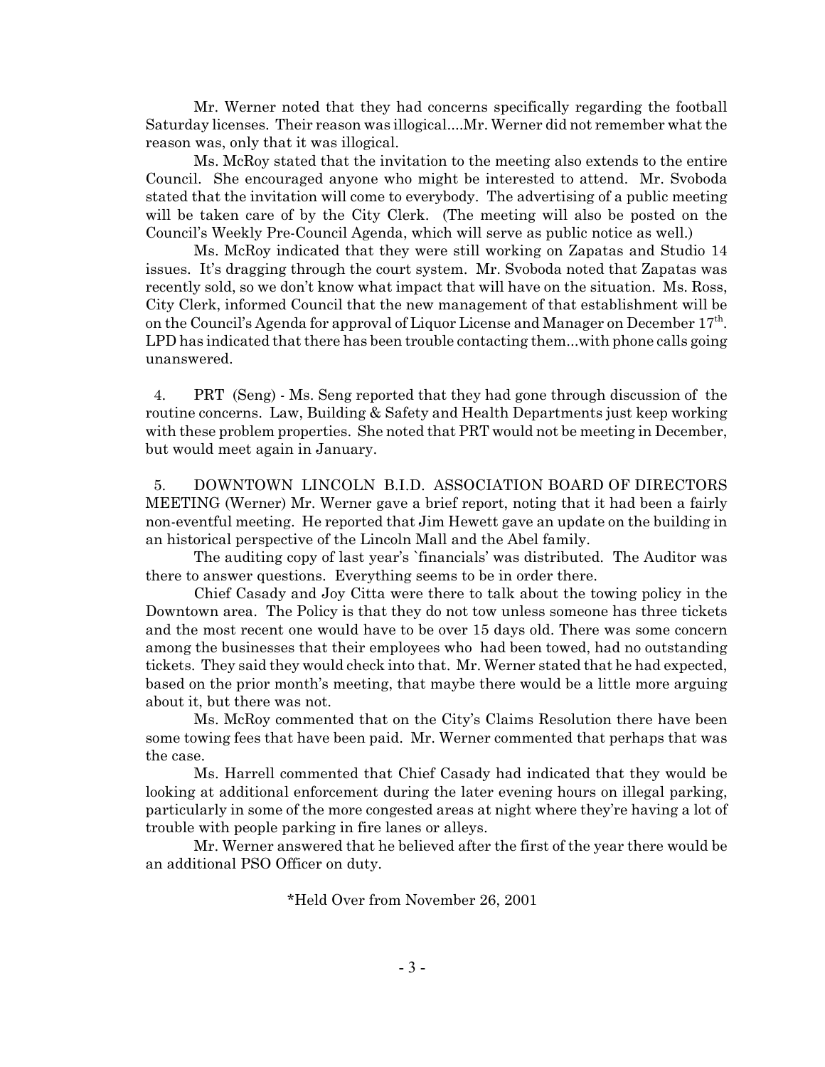Mr. Werner noted that they had concerns specifically regarding the football Saturday licenses. Their reason was illogical....Mr. Werner did not remember what the reason was, only that it was illogical.

Ms. McRoy stated that the invitation to the meeting also extends to the entire Council. She encouraged anyone who might be interested to attend. Mr. Svoboda stated that the invitation will come to everybody. The advertising of a public meeting will be taken care of by the City Clerk. (The meeting will also be posted on the Council's Weekly Pre-Council Agenda, which will serve as public notice as well.)

Ms. McRoy indicated that they were still working on Zapatas and Studio 14 issues. It's dragging through the court system. Mr. Svoboda noted that Zapatas was recently sold, so we don't know what impact that will have on the situation. Ms. Ross, City Clerk, informed Council that the new management of that establishment will be on the Council's Agenda for approval of Liquor License and Manager on December 17th. LPD has indicated that there has been trouble contacting them...with phone calls going unanswered.

4. PRT (Seng) - Ms. Seng reported that they had gone through discussion of the routine concerns. Law, Building & Safety and Health Departments just keep working with these problem properties. She noted that PRT would not be meeting in December, but would meet again in January.

5. DOWNTOWN LINCOLN B.I.D. ASSOCIATION BOARD OF DIRECTORS MEETING (Werner) Mr. Werner gave a brief report, noting that it had been a fairly non-eventful meeting. He reported that Jim Hewett gave an update on the building in an historical perspective of the Lincoln Mall and the Abel family.

The auditing copy of last year's `financials' was distributed. The Auditor was there to answer questions. Everything seems to be in order there.

Chief Casady and Joy Citta were there to talk about the towing policy in the Downtown area. The Policy is that they do not tow unless someone has three tickets and the most recent one would have to be over 15 days old. There was some concern among the businesses that their employees who had been towed, had no outstanding tickets. They said they would check into that. Mr. Werner stated that he had expected, based on the prior month's meeting, that maybe there would be a little more arguing about it, but there was not.

Ms. McRoy commented that on the City's Claims Resolution there have been some towing fees that have been paid. Mr. Werner commented that perhaps that was the case.

Ms. Harrell commented that Chief Casady had indicated that they would be looking at additional enforcement during the later evening hours on illegal parking, particularly in some of the more congested areas at night where they're having a lot of trouble with people parking in fire lanes or alleys.

Mr. Werner answered that he believed after the first of the year there would be an additional PSO Officer on duty.

*Held Over from November 26, 2001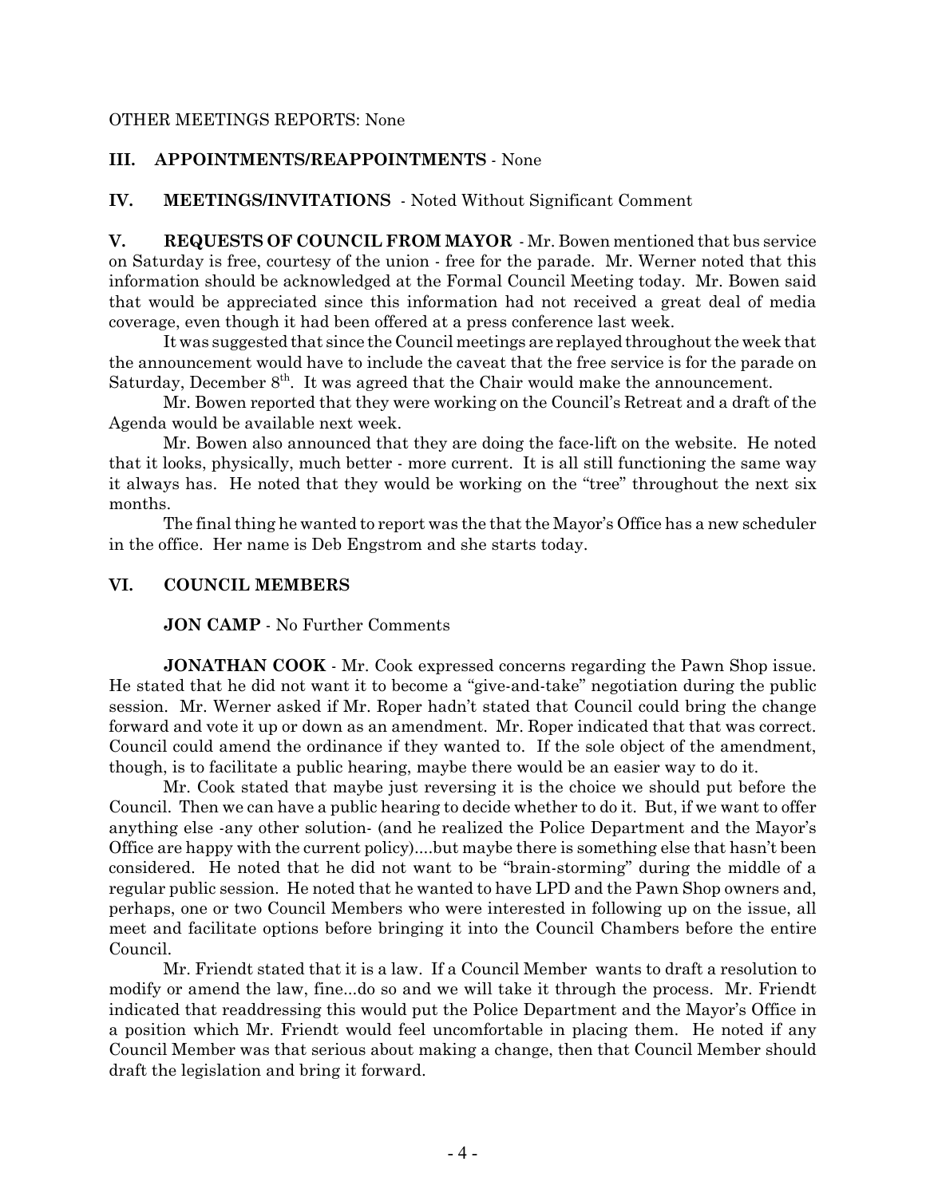OTHER MEETINGS REPORTS: None

## III. APPOINTMENTS/REAPPOINTMENTS - None

## IV. MEETINGS/INVITATIONS - Noted Without Significant Comment

**V. REQUESTS OF COUNCIL FROM MAYOR** - Mr. Bowen mentioned that bus service on Saturday is free, courtesy of the union - free for the parade. Mr. Werner noted that this information should be acknowledged at the Formal Council Meeting today. Mr. Bowen said that would be appreciated since this information had not received a great deal of media coverage, even though it had been offered at a press conference last week.

It was suggested that since the Council meetings are replayed throughout the week that the announcement would have to include the caveat that the free service is for the parade on Saturday, December 8th. It was agreed that the Chair would make the announcement.

Mr. Bowen reported that they were working on the Council's Retreat and a draft of the Agenda would be available next week.

Mr. Bowen also announced that they are doing the face-lift on the website. He noted that it looks, physically, much better - more current. It is all still functioning the same way it always has. He noted that they would be working on the "tree" throughout the next six months.

The final thing he wanted to report was the that the Mayor's Office has a new scheduler in the office. Her name is Deb Engstrom and she starts today.

## VI. COUNCIL MEMBERS

**JON CAMP** - No Further Comments

**JONATHAN COOK** - Mr. Cook expressed concerns regarding the Pawn Shop issue. He stated that he did not want it to become a "give-and-take" negotiation during the public session. Mr. Werner asked if Mr. Roper hadn't stated that Council could bring the change forward and vote it up or down as an amendment. Mr. Roper indicated that that was correct. Council could amend the ordinance if they wanted to. If the sole object of the amendment, though, is to facilitate a public hearing, maybe there would be an easier way to do it.

Mr. Cook stated that maybe just reversing it is the choice we should put before the Council. Then we can have a public hearing to decide whether to do it. But, if we want to offer anything else -any other solution- (and he realized the Police Department and the Mayor's Office are happy with the current policy)....but maybe there is something else that hasn't been considered. He noted that he did not want to be "brain-storming" during the middle of a regular public session. He noted that he wanted to have LPD and the Pawn Shop owners and, perhaps, one or two Council Members who were interested in following up on the issue, all meet and facilitate options before bringing it into the Council Chambers before the entire Council.

Mr. Friendt stated that it is a law. If a Council Member wants to draft a resolution to modify or amend the law, fine...do so and we will take it through the process. Mr. Friendt indicated that readdressing this would put the Police Department and the Mayor's Office in a position which Mr. Friendt would feel uncomfortable in placing them. He noted if any Council Member was that serious about making a change, then that Council Member should draft the legislation and bring it forward.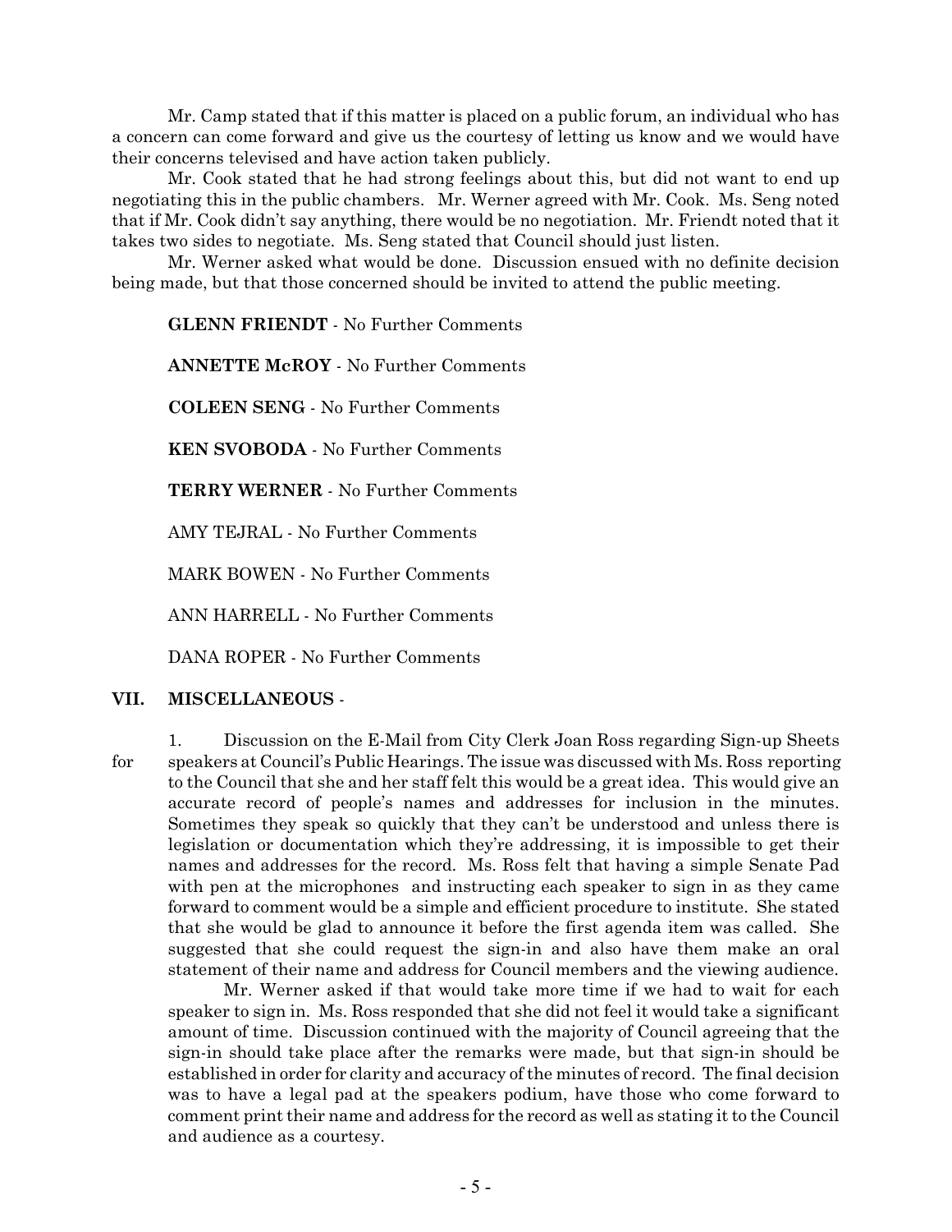Mr. Camp stated that if this matter is placed on a public forum, an individual who has a concern can come forward and give us the courtesy of letting us know and we would have their concerns televised and have action taken publicly.

Mr. Cook stated that he had strong feelings about this, but did not want to end up negotiating this in the public chambers. Mr. Werner agreed with Mr. Cook. Ms. Seng noted that if Mr. Cook didn't say anything, there would be no negotiation. Mr. Friendt noted that it takes two sides to negotiate. Ms. Seng stated that Council should just listen.

Mr. Werner asked what would be done. Discussion ensued with no definite decision being made, but that those concerned should be invited to attend the public meeting.

**GLENN FRIENDT** - No Further Comments

**ANNETTE McROY** - No Further Comments

**COLEEN SENG** - No Further Comments

**KEN SVOBODA** - No Further Comments

**TERRY WERNER** - No Further Comments

AMY TEJRAL - No Further Comments

MARK BOWEN - No Further Comments

ANN HARRELL - No Further Comments

DANA ROPER - No Further Comments

## VII. MISCELLANEOUS -

1. Discussion on the E-Mail from City Clerk Joan Ross regarding Sign-up Sheets for speakers at Council's Public Hearings. The issue was discussed with Ms. Ross reporting to the Council that she and her staff felt this would be a great idea. This would give an accurate record of people's names and addresses for inclusion in the minutes. Sometimes they speak so quickly that they can't be understood and unless there is legislation or documentation which they're addressing, it is impossible to get their names and addresses for the record. Ms. Ross felt that having a simple Senate Pad with pen at the microphones and instructing each speaker to sign in as they came forward to comment would be a simple and efficient procedure to institute. She stated that she would be glad to announce it before the first agenda item was called. She suggested that she could request the sign-in and also have them make an oral statement of their name and address for Council members and the viewing audience.

   Mr. Werner asked if that would take more time if we had to wait for each speaker to sign in. Ms. Ross responded that she did not feel it would take a significant amount of time. Discussion continued with the majority of Council agreeing that the sign-in should take place after the remarks were made, but that sign-in should be established in order for clarity and accuracy of the minutes of record. The final decision was to have a legal pad at the speakers podium, have those who come forward to comment print their name and address for the record as well as stating it to the Council and audience as a courtesy.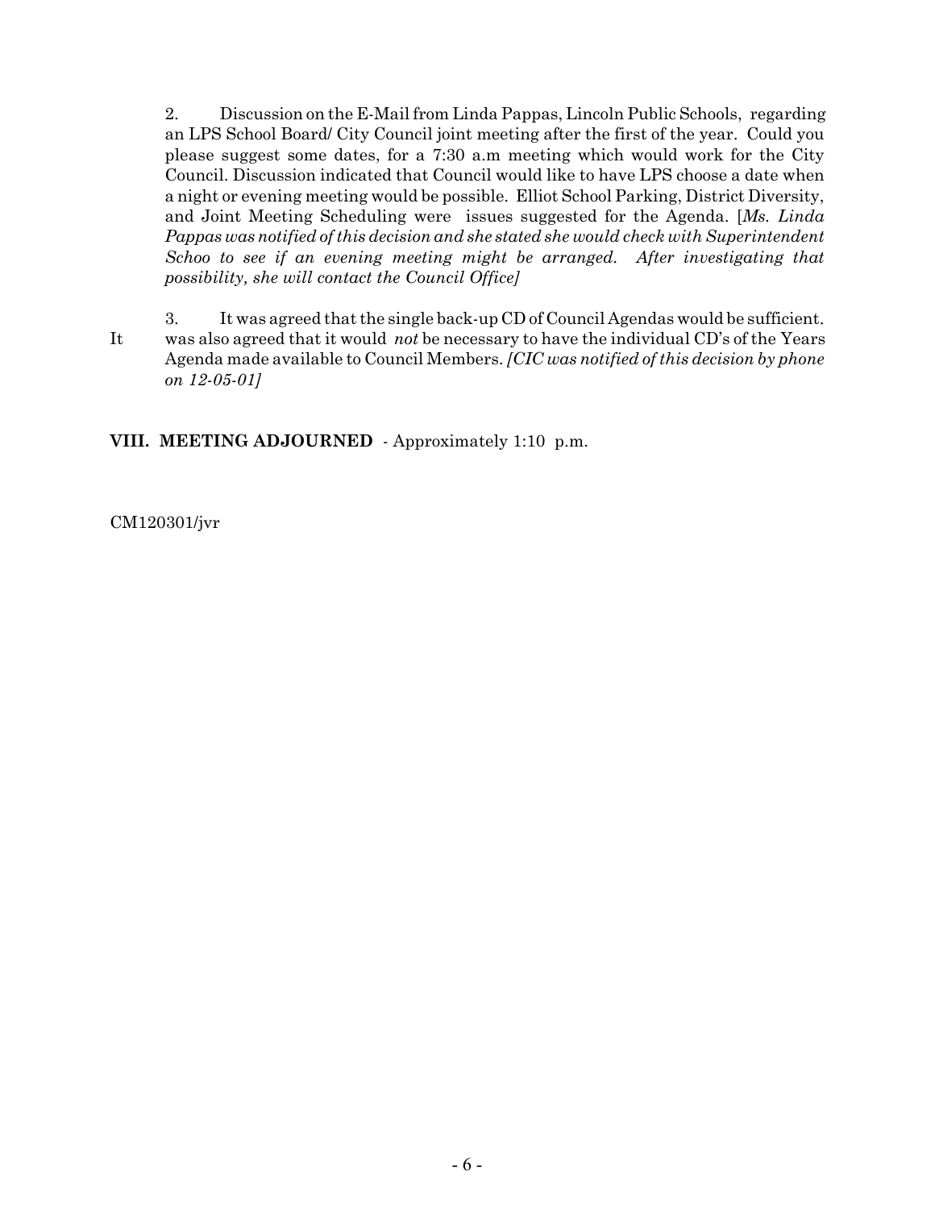2. Discussion on the E-Mail from Linda Pappas, Lincoln Public Schools, regarding an LPS School Board/ City Council joint meeting after the first of the year. Could you please suggest some dates, for a 7:30 a.m meeting which would work for the City Council. Discussion indicated that Council would like to have LPS choose a date when a night or evening meeting would be possible. Elliot School Parking, District Diversity, and Joint Meeting Scheduling were issues suggested for the Agenda. [*Ms. Linda Pappas was notified of this decision and she stated she would check with Superintendent Schoo to see if an evening meeting might be arranged. After investigating that possibility, she will contact the Council Office]*

3. It was agreed that the single back-up CD of Council Agendas would be sufficient. It was also agreed that it would *not* be necessary to have the individual CD's of the Years Agenda made available to Council Members. *[CIC was notified of this decision by phone on 12-05-01]*

**VIII. MEETING ADJOURNED** - Approximately 1:10 p.m.

CM120301/jvr